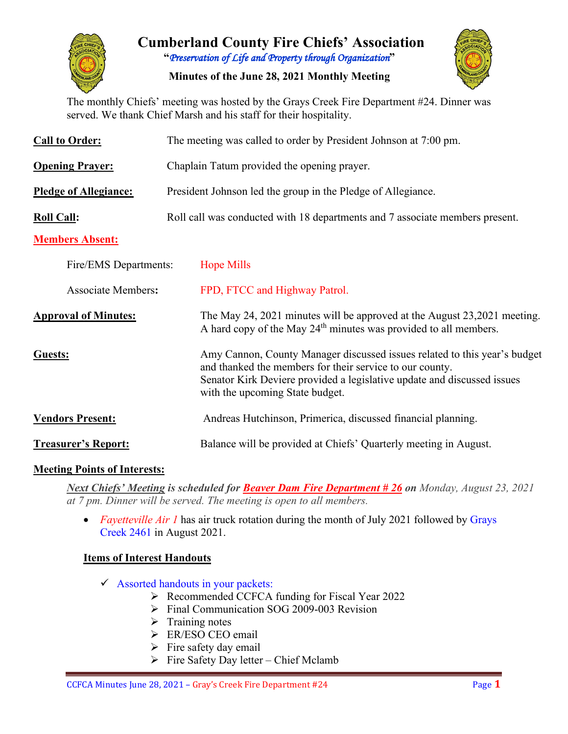# Cumberland County Fire Chiefs' Association

**"*Preservation of Life and Property through Organization*"**

**Minutes of the June 28, 2021 Monthly Meeting**

The monthly Chiefs' meeting was hosted by the Grays Creek Fire Department #24. Dinner was served. We thank Chief Marsh and his staff for their hospitality.

**Call to Order:** The meeting was called to order by President Johnson at 7:00 pm.

**Opening Prayer:** Chaplain Tatum provided the opening prayer.

**Pledge of Allegiance:** President Johnson led the group in the Pledge of Allegiance.

**Roll Call:** Roll call was conducted with 18 departments and 7 associate members present.

**Members Absent:**

Fire/EMS Departments: Hope Mills

Associate Members: FPD, FTCC and Highway Patrol.

**Approval of Minutes:** The May 24, 2021 minutes will be approved at the August 23,2021 meeting. A hard copy of the May 24th minutes was provided to all members.

**Guests:** Amy Cannon, County Manager discussed issues related to this year's budget and thanked the members for their service to our county. Senator Kirk Deviere provided a legislative update and discussed issues with the upcoming State budget.

**Vendors Present:** Andreas Hutchinson, Primerica, discussed financial planning.

**Treasurer's Report:** Balance will be provided at Chiefs' Quarterly meeting in August.

**Meeting Points of Interests:**

***Next Chiefs' Meeting* is scheduled for *Beaver Dam Fire Department # 26* on** *Monday, August 23, 2021 at 7 pm. Dinner will be served. The meeting is open to all members.*

- *Fayetteville Air 1* has air truck rotation during the month of July 2021 followed by Grays Creek 2461 in August 2021.

**Items of Interest Handouts**

- ✓ Assorted handouts in your packets:
  - Recommended CCFCA funding for Fiscal Year 2022
  - Final Communication SOG 2009-003 Revision
  - Training notes
  - ER/ESO CEO email
  - Fire safety day email
  - Fire Safety Day letter – Chief Mclamb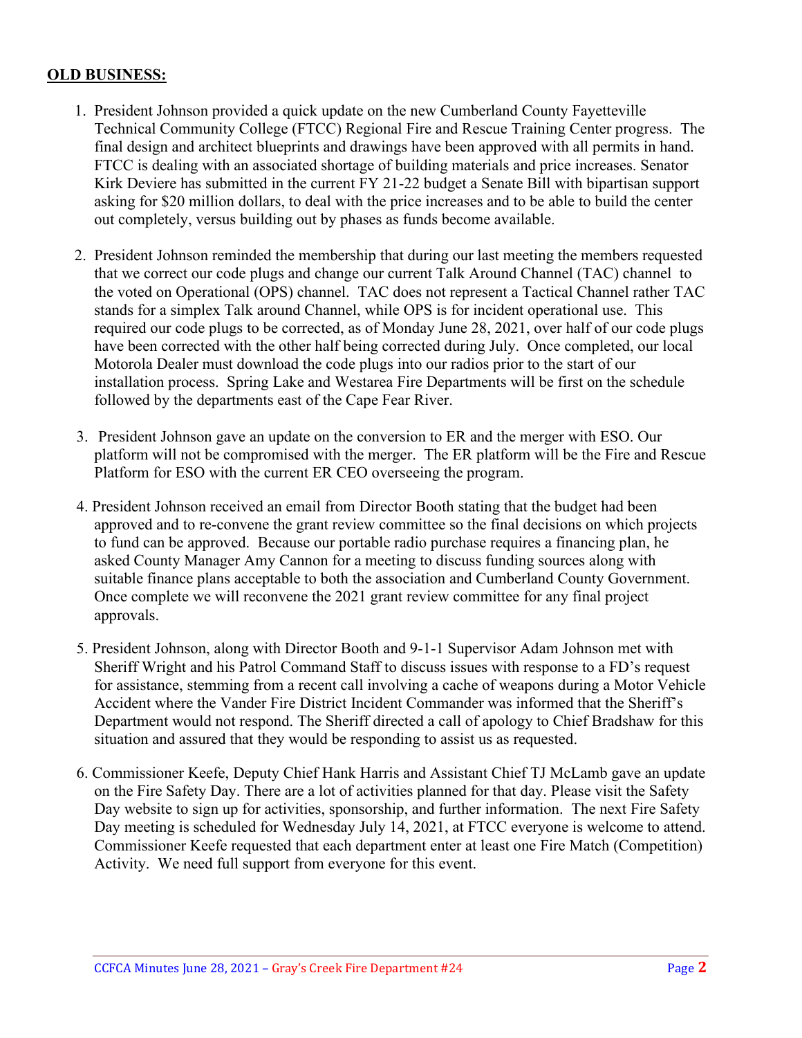**OLD BUSINESS:**

1. President Johnson provided a quick update on the new Cumberland County Fayetteville Technical Community College (FTCC) Regional Fire and Rescue Training Center progress. The final design and architect blueprints and drawings have been approved with all permits in hand. FTCC is dealing with an associated shortage of building materials and price increases. Senator Kirk Deviere has submitted in the current FY 21-22 budget a Senate Bill with bipartisan support asking for $20 million dollars, to deal with the price increases and to be able to build the center out completely, versus building out by phases as funds become available.

2. President Johnson reminded the membership that during our last meeting the members requested that we correct our code plugs and change our current Talk Around Channel (TAC) channel to the voted on Operational (OPS) channel. TAC does not represent a Tactical Channel rather TAC stands for a simplex Talk around Channel, while OPS is for incident operational use. This required our code plugs to be corrected, as of Monday June 28, 2021, over half of our code plugs have been corrected with the other half being corrected during July. Once completed, our local Motorola Dealer must download the code plugs into our radios prior to the start of our installation process. Spring Lake and Westarea Fire Departments will be first on the schedule followed by the departments east of the Cape Fear River.

3. President Johnson gave an update on the conversion to ER and the merger with ESO. Our platform will not be compromised with the merger. The ER platform will be the Fire and Rescue Platform for ESO with the current ER CEO overseeing the program.

4. President Johnson received an email from Director Booth stating that the budget had been approved and to re-convene the grant review committee so the final decisions on which projects to fund can be approved. Because our portable radio purchase requires a financing plan, he asked County Manager Amy Cannon for a meeting to discuss funding sources along with suitable finance plans acceptable to both the association and Cumberland County Government. Once complete we will reconvene the 2021 grant review committee for any final project approvals.

5. President Johnson, along with Director Booth and 9-1-1 Supervisor Adam Johnson met with Sheriff Wright and his Patrol Command Staff to discuss issues with response to a FD's request for assistance, stemming from a recent call involving a cache of weapons during a Motor Vehicle Accident where the Vander Fire District Incident Commander was informed that the Sheriff's Department would not respond. The Sheriff directed a call of apology to Chief Bradshaw for this situation and assured that they would be responding to assist us as requested.

6. Commissioner Keefe, Deputy Chief Hank Harris and Assistant Chief TJ McLamb gave an update on the Fire Safety Day. There are a lot of activities planned for that day. Please visit the Safety Day website to sign up for activities, sponsorship, and further information. The next Fire Safety Day meeting is scheduled for Wednesday July 14, 2021, at FTCC everyone is welcome to attend. Commissioner Keefe requested that each department enter at least one Fire Match (Competition) Activity. We need full support from everyone for this event.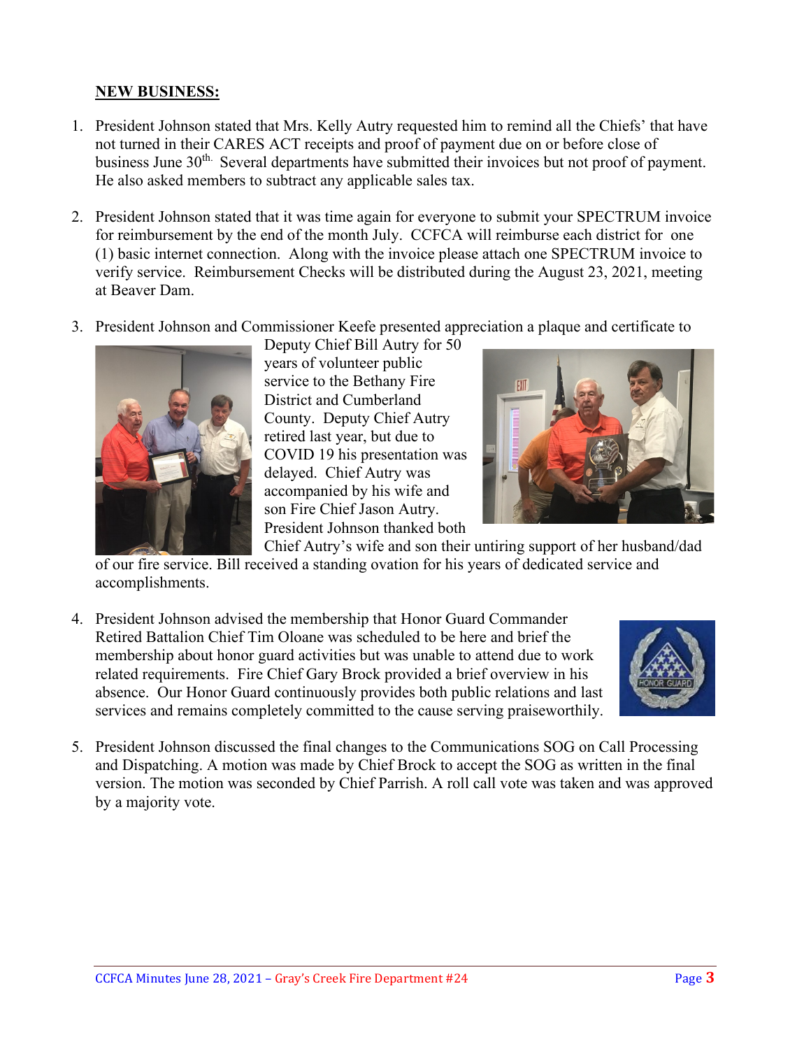**NEW BUSINESS:**

1. President Johnson stated that Mrs. Kelly Autry requested him to remind all the Chiefs' that have not turned in their CARES ACT receipts and proof of payment due on or before close of business June 30th. Several departments have submitted their invoices but not proof of payment. He also asked members to subtract any applicable sales tax.

2. President Johnson stated that it was time again for everyone to submit your SPECTRUM invoice for reimbursement by the end of the month July. CCFCA will reimburse each district for one (1) basic internet connection. Along with the invoice please attach one SPECTRUM invoice to verify service. Reimbursement Checks will be distributed during the August 23, 2021, meeting at Beaver Dam.

3. President Johnson and Commissioner Keefe presented appreciation a plaque and certificate to Deputy Chief Bill Autry for 50 years of volunteer public service to the Bethany Fire District and Cumberland County. Deputy Chief Autry retired last year, but due to COVID 19 his presentation was delayed. Chief Autry was accompanied by his wife and son Fire Chief Jason Autry. President Johnson thanked both Chief Autry's wife and son their untiring support of her husband/dad of our fire service. Bill received a standing ovation for his years of dedicated service and accomplishments.

4. President Johnson advised the membership that Honor Guard Commander Retired Battalion Chief Tim Oloane was scheduled to be here and brief the membership about honor guard activities but was unable to attend due to work related requirements. Fire Chief Gary Brock provided a brief overview in his absence. Our Honor Guard continuously provides both public relations and last services and remains completely committed to the cause serving praiseworthily.

5. President Johnson discussed the final changes to the Communications SOG on Call Processing and Dispatching. A motion was made by Chief Brock to accept the SOG as written in the final version. The motion was seconded by Chief Parrish. A roll call vote was taken and was approved by a majority vote.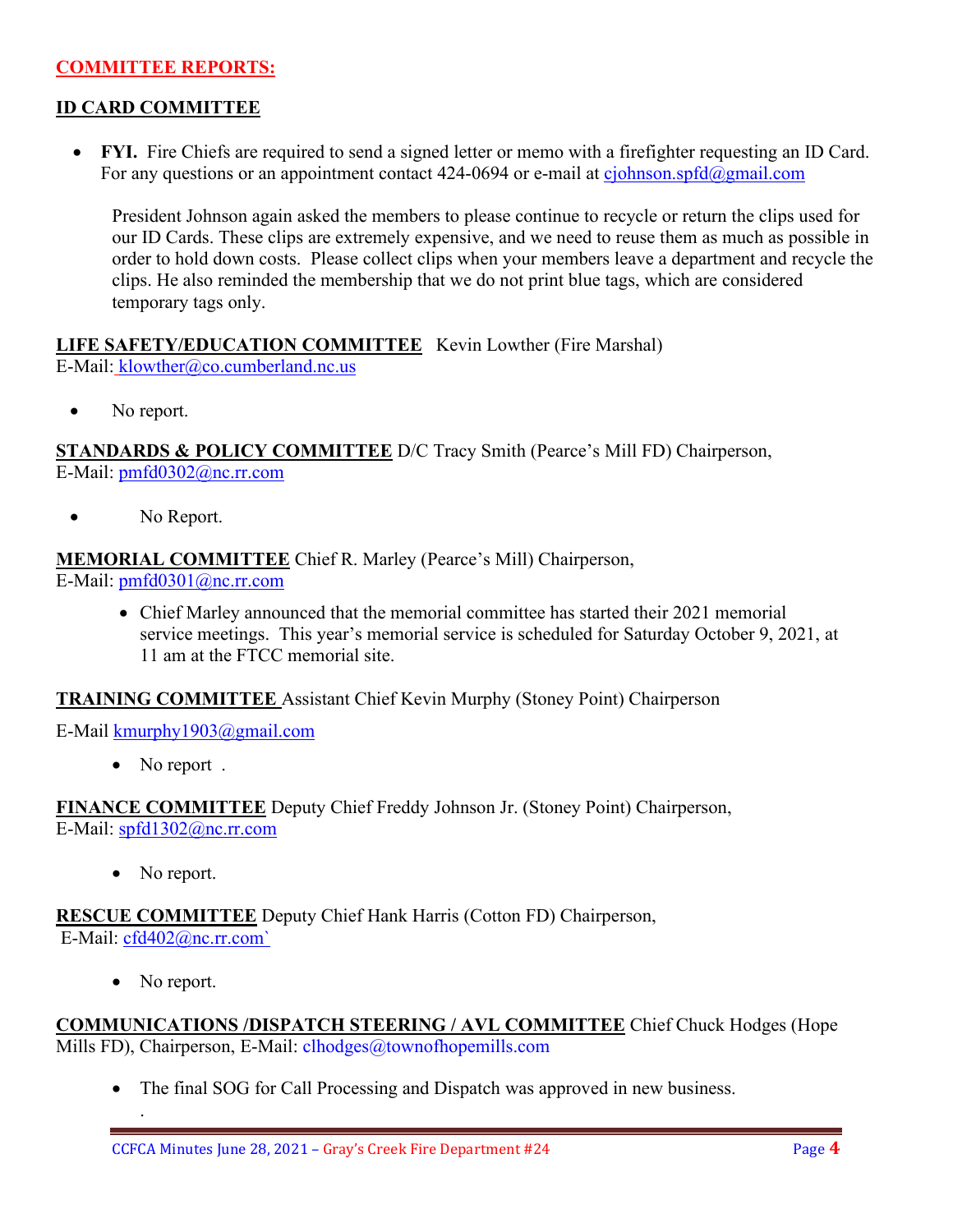## COMMITTEE REPORTS:

### ID CARD COMMITTEE

- **FYI.** Fire Chiefs are required to send a signed letter or memo with a firefighter requesting an ID Card. For any questions or an appointment contact 424-0694 or e-mail at cjohnson.spfd@gmail.com

  President Johnson again asked the members to please continue to recycle or return the clips used for our ID Cards. These clips are extremely expensive, and we need to reuse them as much as possible in order to hold down costs. Please collect clips when your members leave a department and recycle the clips. He also reminded the membership that we do not print blue tags, which are considered temporary tags only.

**LIFE SAFETY/EDUCATION COMMITTEE** Kevin Lowther (Fire Marshal)
E-Mail: klowther@co.cumberland.nc.us

- No report.

**STANDARDS & POLICY COMMITTEE** D/C Tracy Smith (Pearce's Mill FD) Chairperson,
E-Mail: pmfd0302@nc.rr.com

- No Report.

**MEMORIAL COMMITTEE** Chief R. Marley (Pearce's Mill) Chairperson,
E-Mail: pmfd0301@nc.rr.com

- Chief Marley announced that the memorial committee has started their 2021 memorial service meetings. This year's memorial service is scheduled for Saturday October 9, 2021, at 11 am at the FTCC memorial site.

**TRAINING COMMITTEE** Assistant Chief Kevin Murphy (Stoney Point) Chairperson

E-Mail kmurphy1903@gmail.com

- No report .

**FINANCE COMMITTEE** Deputy Chief Freddy Johnson Jr. (Stoney Point) Chairperson,
E-Mail: spfd1302@nc.rr.com

- No report.

**RESCUE COMMITTEE** Deputy Chief Hank Harris (Cotton FD) Chairperson,
E-Mail: cfd402@nc.rr.com`

- No report.

**COMMUNICATIONS /DISPATCH STEERING / AVL COMMITTEE** Chief Chuck Hodges (Hope Mills FD), Chairperson, E-Mail: clhodges@townofhopemills.com

- The final SOG for Call Processing and Dispatch was approved in new business.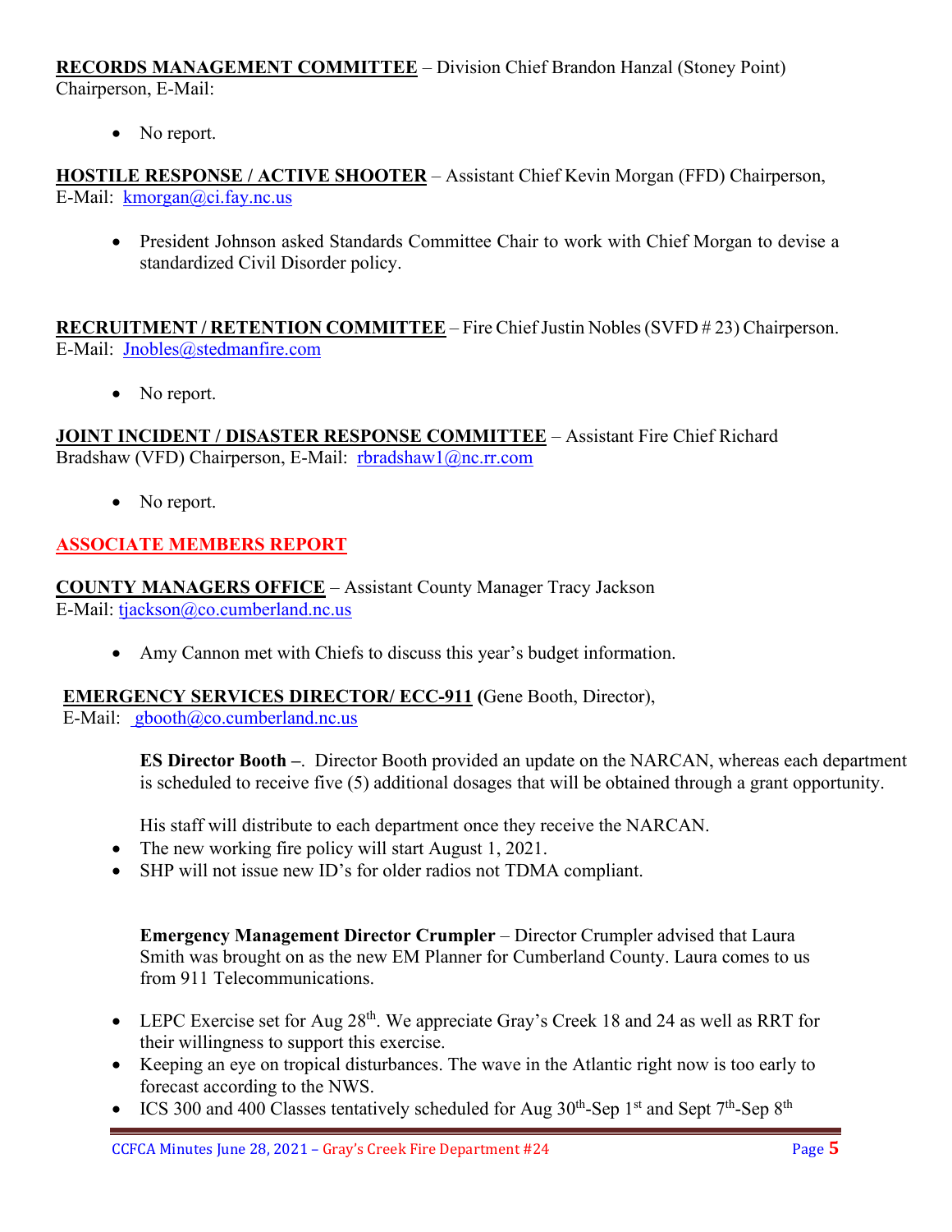**RECORDS MANAGEMENT COMMITTEE** – Division Chief Brandon Hanzal (Stoney Point) Chairperson, E-Mail:

- No report.

**HOSTILE RESPONSE / ACTIVE SHOOTER** – Assistant Chief Kevin Morgan (FFD) Chairperson, E-Mail: kmorgan@ci.fay.nc.us

- President Johnson asked Standards Committee Chair to work with Chief Morgan to devise a standardized Civil Disorder policy.

**RECRUITMENT / RETENTION COMMITTEE** – Fire Chief Justin Nobles (SVFD # 23) Chairperson. E-Mail: Jnobles@stedmanfire.com

- No report.

**JOINT INCIDENT / DISASTER RESPONSE COMMITTEE** – Assistant Fire Chief Richard Bradshaw (VFD) Chairperson, E-Mail: rbradshaw1@nc.rr.com

- No report.

## ASSOCIATE MEMBERS REPORT

**COUNTY MANAGERS OFFICE** – Assistant County Manager Tracy Jackson E-Mail: tjackson@co.cumberland.nc.us

- Amy Cannon met with Chiefs to discuss this year's budget information.

**EMERGENCY SERVICES DIRECTOR/ ECC-911 (**Gene Booth, Director), E-Mail: gbooth@co.cumberland.nc.us

**ES Director Booth –**. Director Booth provided an update on the NARCAN, whereas each department is scheduled to receive five (5) additional dosages that will be obtained through a grant opportunity.

His staff will distribute to each department once they receive the NARCAN.

- The new working fire policy will start August 1, 2021.
- SHP will not issue new ID's for older radios not TDMA compliant.

**Emergency Management Director Crumpler** – Director Crumpler advised that Laura Smith was brought on as the new EM Planner for Cumberland County. Laura comes to us from 911 Telecommunications.

- LEPC Exercise set for Aug 28th. We appreciate Gray's Creek 18 and 24 as well as RRT for their willingness to support this exercise.
- Keeping an eye on tropical disturbances. The wave in the Atlantic right now is too early to forecast according to the NWS.
- ICS 300 and 400 Classes tentatively scheduled for Aug 30th-Sep 1st and Sept 7th-Sep 8th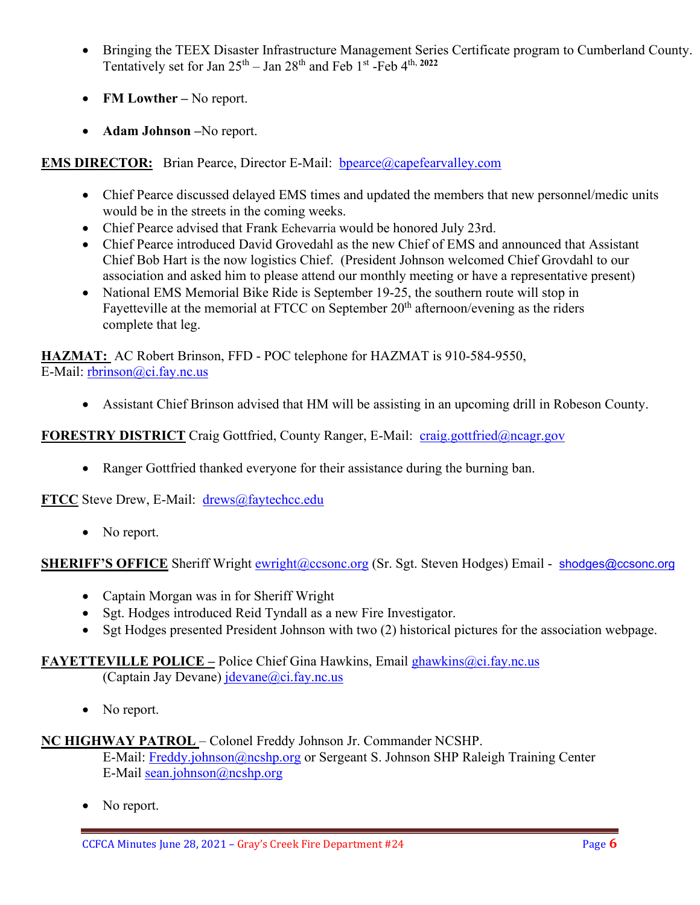- Bringing the TEEX Disaster Infrastructure Management Series Certificate program to Cumberland County. Tentatively set for Jan 25th – Jan 28th and Feb 1st -Feb 4th, 2022

- **FM Lowther –** No report.

- **Adam Johnson –**No report.

**EMS DIRECTOR:** Brian Pearce, Director E-Mail: bpearce@capefearvalley.com

- Chief Pearce discussed delayed EMS times and updated the members that new personnel/medic units would be in the streets in the coming weeks.
- Chief Pearce advised that Frank Echevarria would be honored July 23rd.
- Chief Pearce introduced David Grovedahl as the new Chief of EMS and announced that Assistant Chief Bob Hart is the now logistics Chief. (President Johnson welcomed Chief Grovdahl to our association and asked him to please attend our monthly meeting or have a representative present)
- National EMS Memorial Bike Ride is September 19-25, the southern route will stop in Fayetteville at the memorial at FTCC on September 20th afternoon/evening as the riders complete that leg.

**HAZMAT:** AC Robert Brinson, FFD - POC telephone for HAZMAT is 910-584-9550, E-Mail: rbrinson@ci.fay.nc.us

- Assistant Chief Brinson advised that HM will be assisting in an upcoming drill in Robeson County.

**FORESTRY DISTRICT** Craig Gottfried, County Ranger, E-Mail: craig.gottfried@ncagr.gov

- Ranger Gottfried thanked everyone for their assistance during the burning ban.

**FTCC** Steve Drew, E-Mail: drews@faytechcc.edu

- No report.

**SHERIFF'S OFFICE** Sheriff Wright ewright@ccsonc.org (Sr. Sgt. Steven Hodges) Email - shodges@ccsonc.org

- Captain Morgan was in for Sheriff Wright
- Sgt. Hodges introduced Reid Tyndall as a new Fire Investigator.
- Sgt Hodges presented President Johnson with two (2) historical pictures for the association webpage.

**FAYETTEVILLE POLICE –** Police Chief Gina Hawkins, Email ghawkins@ci.fay.nc.us
(Captain Jay Devane) jdevane@ci.fay.nc.us

- No report.

**NC HIGHWAY PATROL** – Colonel Freddy Johnson Jr. Commander NCSHP.
E-Mail: Freddy.johnson@ncshp.org or Sergeant S. Johnson SHP Raleigh Training Center
E-Mail sean.johnson@ncshp.org

- No report.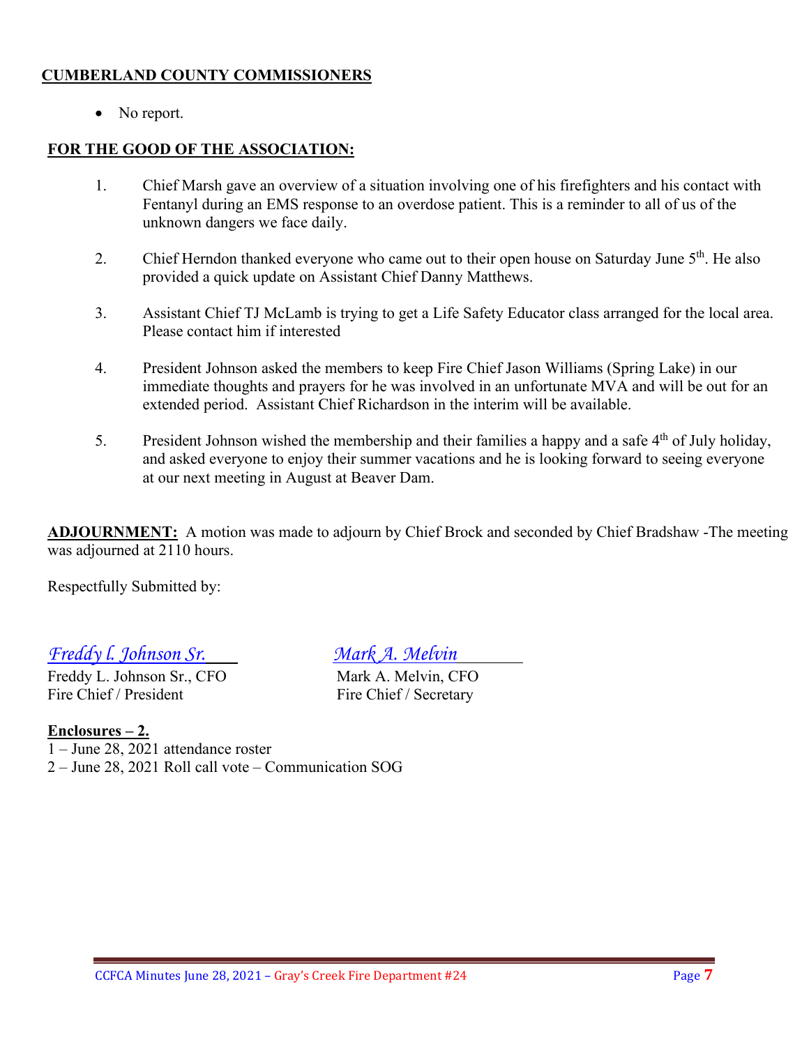**CUMBERLAND COUNTY COMMISSIONERS**

- No report.

**FOR THE GOOD OF THE ASSOCIATION:**

1. Chief Marsh gave an overview of a situation involving one of his firefighters and his contact with Fentanyl during an EMS response to an overdose patient. This is a reminder to all of us of the unknown dangers we face daily.

2. Chief Herndon thanked everyone who came out to their open house on Saturday June 5th. He also provided a quick update on Assistant Chief Danny Matthews.

3. Assistant Chief TJ McLamb is trying to get a Life Safety Educator class arranged for the local area. Please contact him if interested

4. President Johnson asked the members to keep Fire Chief Jason Williams (Spring Lake) in our immediate thoughts and prayers for he was involved in an unfortunate MVA and will be out for an extended period. Assistant Chief Richardson in the interim will be available.

5. President Johnson wished the membership and their families a happy and a safe 4th of July holiday, and asked everyone to enjoy their summer vacations and he is looking forward to seeing everyone at our next meeting in August at Beaver Dam.

**ADJOURNMENT:** A motion was made to adjourn by Chief Brock and seconded by Chief Bradshaw -The meeting was adjourned at 2110 hours.

Respectfully Submitted by:

*Freddy l. Johnson Sr.*
Freddy L. Johnson Sr., CFO
Fire Chief / President

*Mark A. Melvin*
Mark A. Melvin, CFO
Fire Chief / Secretary

**Enclosures – 2.**
1 – June 28, 2021 attendance roster
2 – June 28, 2021 Roll call vote – Communication SOG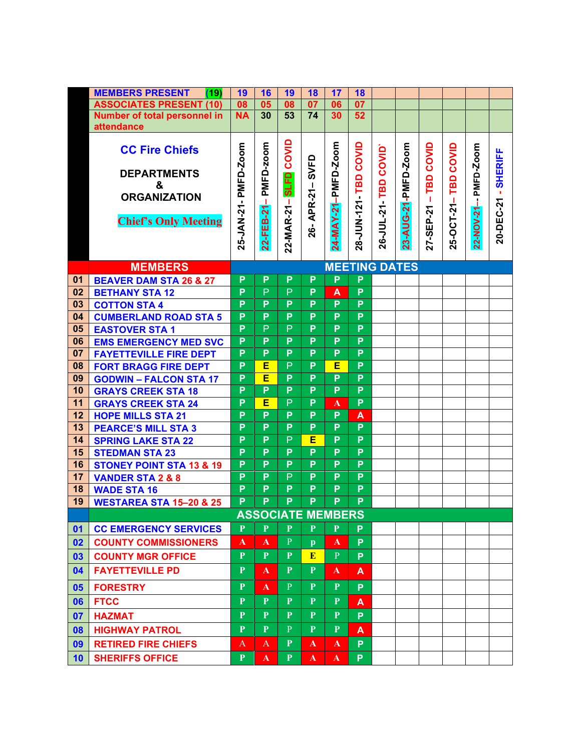| | MEMBERS PRESENT (19) | 19 | 16 | 19 | 18 | 17 | 18 | | | | | | |
|---|---|---|---|---|---|---|---|---|---|---|---|---|---|
| | ASSOCIATES PRESENT (10) | 08 | 05 | 08 | 07 | 06 | 07 | | | | | | |
| | Number of total personnel in attendance | NA | 30 | 53 | 74 | 30 | 52 | | | | | | |
| | CC Fire Chiefs DEPARTMENTS & ORGANIZATION Chief's Only Meeting | 25-JAN-21- PMFD-Zoom | 22-FEB-21– PMFD-zoom | 22-MAR-21– SLFD COVID | 26- APR-21– SVFD | 24-MAY-21–PMFD-Zoom | 28-JUN-121- TBD COVID | 26-JUL-21- TBD COVID` | 23-AUG-21-PMFD-Zoom | 27-SEP-21 – TBD COVID | 25-OCT-21– TBD COVID | 22-NOV-21-- PMFD-Zoom | 20-DEC-21 - SHERIFF |
| | **MEMBERS** | **MEETING DATES** | | | | | | | | | | | |
| 01 | BEAVER DAM STA 26 & 27 | P | P | P | P | P | P | | | | | | |
| 02 | BETHANY STA 12 | P | P | P | P | A | P | | | | | | |
| 03 | COTTON STA 4 | P | P | P | P | P | P | | | | | | |
| 04 | CUMBERLAND ROAD STA 5 | P | P | P | P | P | P | | | | | | |
| 05 | EASTOVER STA 1 | P | P | P | P | P | P | | | | | | |
| 06 | EMS EMERGENCY MED SVC | P | P | P | P | P | P | | | | | | |
| 07 | FAYETTEVILLE FIRE DEPT | P | P | P | P | P | P | | | | | | |
| 08 | FORT BRAGG FIRE DEPT | P | E | P | P | E | P | | | | | | |
| 09 | GODWIN – FALCON STA 17 | P | E | P | P | P | P | | | | | | |
| 10 | GRAYS CREEK STA 18 | P | P | P | P | P | P | | | | | | |
| 11 | GRAYS CREEK STA 24 | P | E | P | P | A | P | | | | | | |
| 12 | HOPE MILLS STA 21 | P | P | P | P | P | A | | | | | | |
| 13 | PEARCE'S MILL STA 3 | P | P | P | P | P | P | | | | | | |
| 14 | SPRING LAKE STA 22 | P | P | P | E | P | P | | | | | | |
| 15 | STEDMAN STA 23 | P | P | P | P | P | P | | | | | | |
| 16 | STONEY POINT STA 13 & 19 | P | P | P | P | P | P | | | | | | |
| 17 | VANDER STA 2 & 8 | P | P | P | P | P | P | | | | | | |
| 18 | WADE STA 16 | P | P | P | P | P | P | | | | | | |
| 19 | WESTAREA STA 15–20 & 25 | P | P | P | P | P | P | | | | | | |
| | **ASSOCIATE MEMBERS** | | | | | | | | | | | | |
| 01 | CC EMERGENCY SERVICES | P | P | P | P | P | P | | | | | | |
| 02 | COUNTY COMMISSIONERS | A | A | P | p | A | P | | | | | | |
| 03 | COUNTY MGR OFFICE | P | P | P | E | P | P | | | | | | |
| 04 | FAYETTEVILLE PD | P | A | P | P | A | A | | | | | | |
| 05 | FORESTRY | P | A | P | P | P | P | | | | | | |
| 06 | FTCC | P | P | P | P | P | A | | | | | | |
| 07 | HAZMAT | P | P | P | P | P | P | | | | | | |
| 08 | HIGHWAY PATROL | P | P | P | P | P | A | | | | | | |
| 09 | RETIRED FIRE CHIEFS | A | A | P | A | A | P | | | | | | |
| 10 | SHERIFFS OFFICE | P | A | P | A | A | P | | | | | | |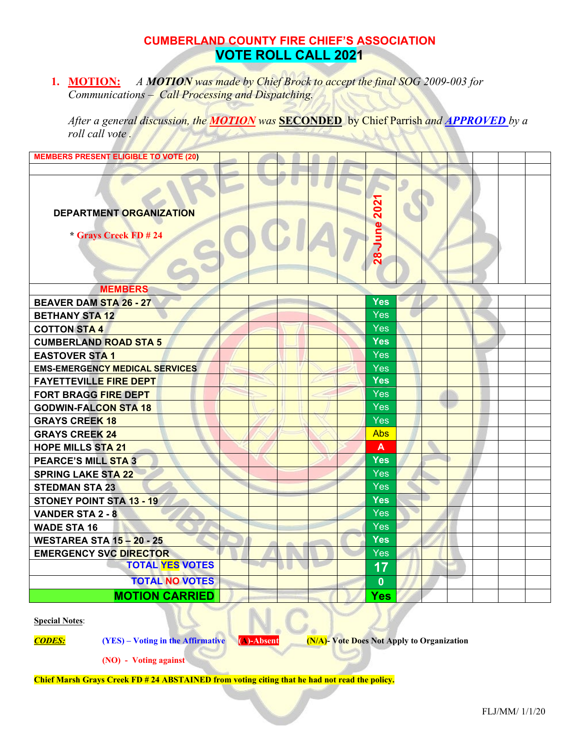# CUMBERLAND COUNTY FIRE CHIEF'S ASSOCIATION

## VOTE ROLL CALL 2021

1. **MOTION:** *A **MOTION** was made by Chief Brock to accept the final SOG 2009-003 for Communications – Call Processing and Dispatching.*

   *After a general discussion, the **MOTION** was* **SECONDED** by Chief Parrish *and **APPROVED** by a roll call vote .*

| MEMBERS PRESENT ELIGIBLE TO VOTE (20) | | | | | | | | | | | |
|---|---|---|---|---|---|---|---|---|---|---|---|
| | | | | | | | | | | | |
| DEPARTMENT ORGANIZATION<br>* Grays Creek FD # 24 | | | | | 28-June 2021 | | | | | | |
| MEMBERS | | | | | | | | | | | |
| BEAVER DAM STA 26 - 27 | | | | | Yes | | | | | | |
| BETHANY STA 12 | | | | | Yes | | | | | | |
| COTTON STA 4 | | | | | Yes | | | | | | |
| CUMBERLAND ROAD STA 5 | | | | | Yes | | | | | | |
| EASTOVER STA 1 | | | | | Yes | | | | | | |
| EMS-EMERGENCY MEDICAL SERVICES | | | | | Yes | | | | | | |
| FAYETTEVILLE FIRE DEPT | | | | | Yes | | | | | | |
| FORT BRAGG FIRE DEPT | | | | | Yes | | | | | | |
| GODWIN-FALCON STA 18 | | | | | Yes | | | | | | |
| GRAYS CREEK 18 | | | | | Yes | | | | | | |
| GRAYS CREEK 24 | | | | | Abs | | | | | | |
| HOPE MILLS STA 21 | | | | | A | | | | | | |
| PEARCE'S MILL STA 3 | | | | | Yes | | | | | | |
| SPRING LAKE STA 22 | | | | | Yes | | | | | | |
| STEDMAN STA 23 | | | | | Yes | | | | | | |
| STONEY POINT STA 13 - 19 | | | | | Yes | | | | | | |
| VANDER STA 2 - 8 | | | | | Yes | | | | | | |
| WADE STA 16 | | | | | Yes | | | | | | |
| WESTAREA STA 15 – 20 - 25 | | | | | Yes | | | | | | |
| EMERGENCY SVC DIRECTOR | | | | | Yes | | | | | | |
| TOTAL YES VOTES | | | | | 17 | | | | | | |
| TOTAL NO VOTES | | | | | 0 | | | | | | |
| **MOTION CARRIED** | | | | | Yes | | | | | | |

**Special Notes**:

***CODES:*** **(YES) – Voting in the Affirmative** **(A)-Absent** **(N/A)- Vote Does Not Apply to Organization**

**(NO) - Voting against**

**Chief Marsh Grays Creek FD # 24 ABSTAINED from voting citing that he had not read the policy.**

FLJ/MM/ 1/1/20